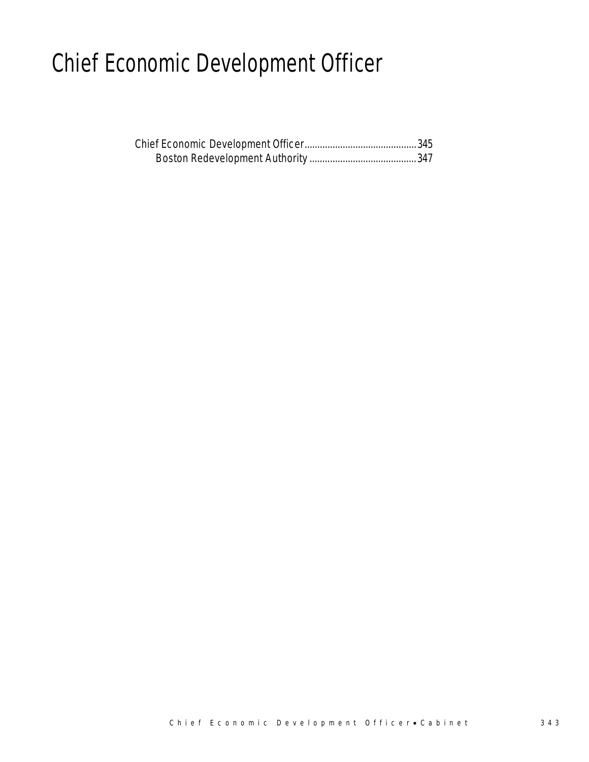# Chief Economic Development Officer

Chief Economic Development Officer............................................345
Boston Redevelopment Authority ..........................................347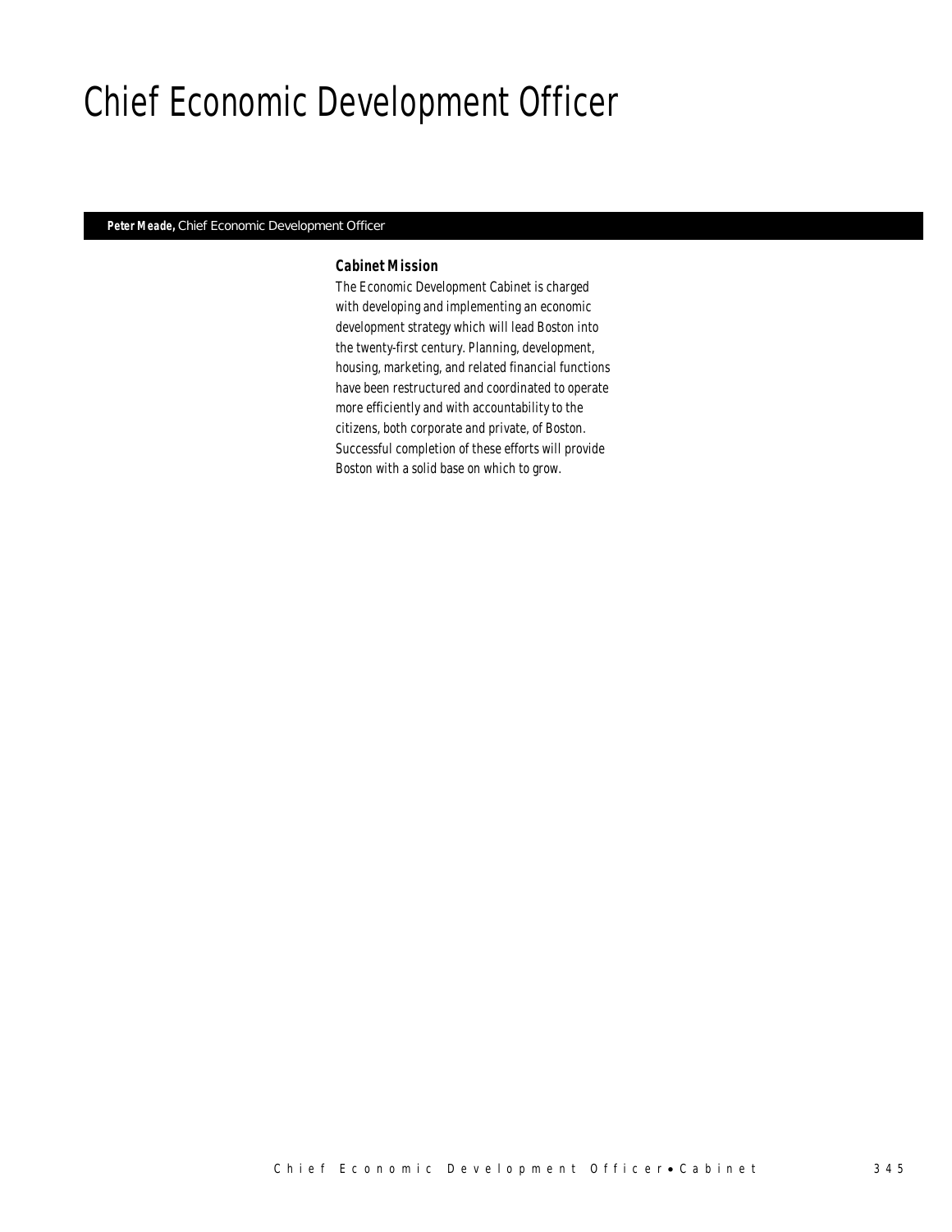# Chief Economic Development Officer

**Peter Meade,** Chief Economic Development Officer

### Cabinet Mission

The Economic Development Cabinet is charged with developing and implementing an economic development strategy which will lead Boston into the twenty-first century. Planning, development, housing, marketing, and related financial functions have been restructured and coordinated to operate more efficiently and with accountability to the citizens, both corporate and private, of Boston. Successful completion of these efforts will provide Boston with a solid base on which to grow.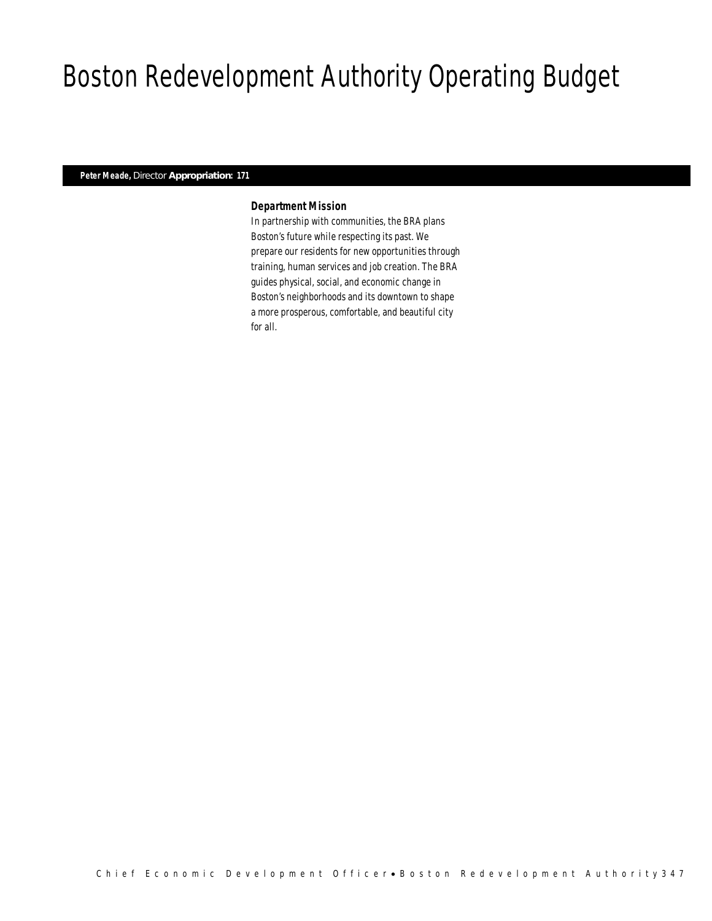# Boston Redevelopment Authority Operating Budget

***Peter Meade,*** *Director* **Appropriation: 171**

### *Department Mission*

*In partnership with communities, the BRA plans Boston's future while respecting its past. We prepare our residents for new opportunities through training, human services and job creation. The BRA guides physical, social, and economic change in Boston's neighborhoods and its downtown to shape a more prosperous, comfortable, and beautiful city for all.*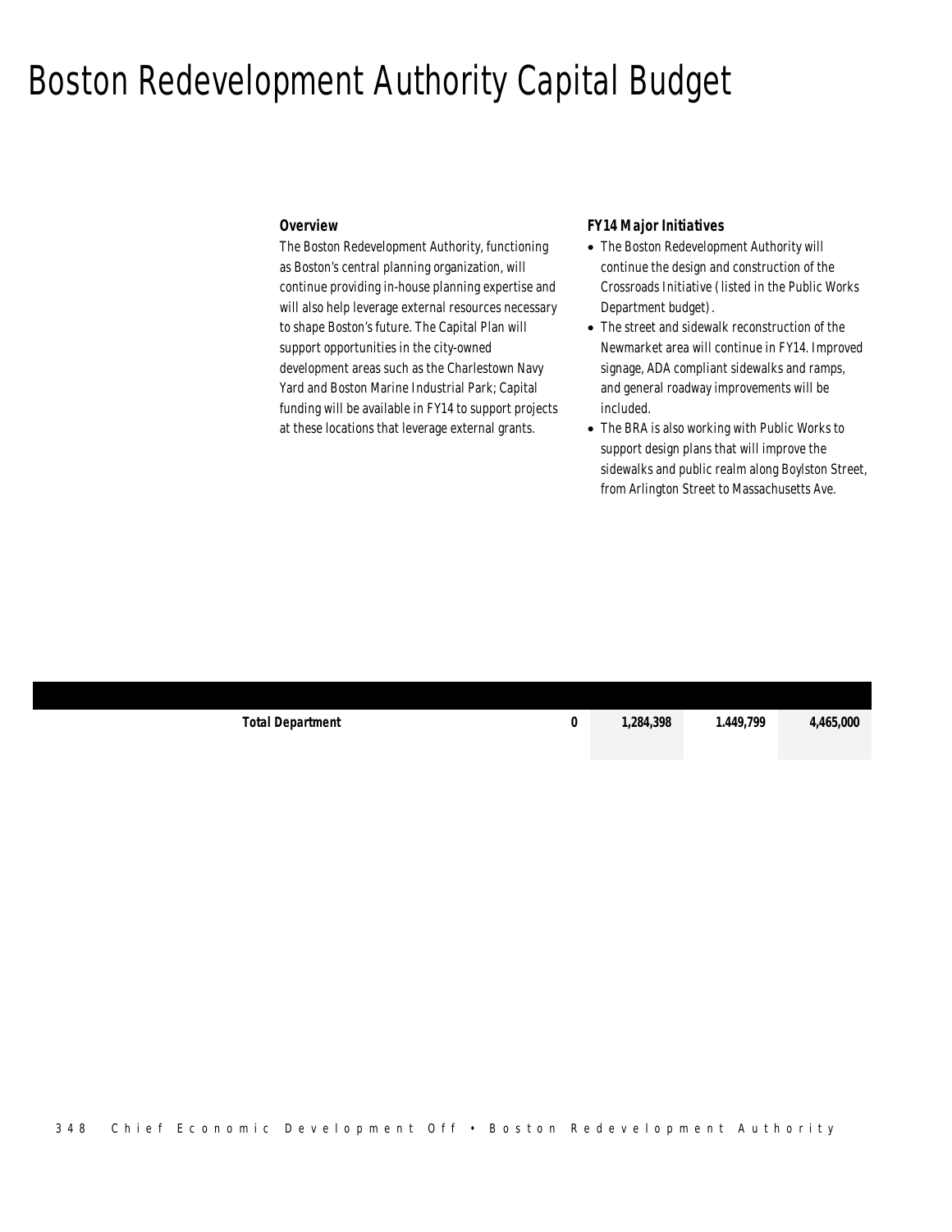# Boston Redevelopment Authority Capital Budget

### Overview

The Boston Redevelopment Authority, functioning as Boston's central planning organization, will continue providing in-house planning expertise and will also help leverage external resources necessary to shape Boston's future. The Capital Plan will support opportunities in the city-owned development areas such as the Charlestown Navy Yard and Boston Marine Industrial Park; Capital funding will be available in FY14 to support projects at these locations that leverage external grants.

### FY14 Major Initiatives

- The Boston Redevelopment Authority will continue the design and construction of the Crossroads Initiative (listed in the Public Works Department budget).
- The street and sidewalk reconstruction of the Newmarket area will continue in FY14. Improved signage, ADA compliant sidewalks and ramps, and general roadway improvements will be included.
- The BRA is also working with Public Works to support design plans that will improve the sidewalks and public realm along Boylston Street, from Arlington Street to Massachusetts Ave.

| | | | | |
|---|---|---|---|---|
| ***Total Department*** | ***0*** | ***1,284,398*** | ***1.449,799*** | ***4,465,000*** |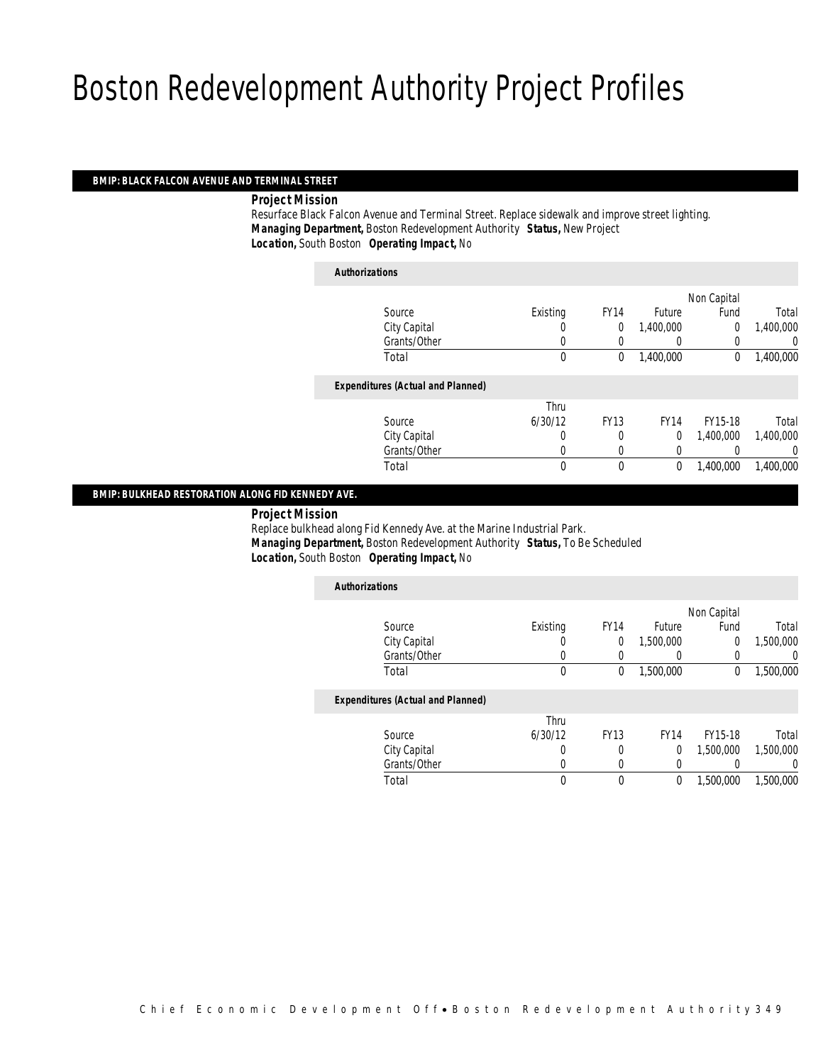# Boston Redevelopment Authority Project Profiles

## BMIP: BLACK FALCON AVENUE AND TERMINAL STREET

***Project Mission***

Resurface Black Falcon Avenue and Terminal Street. Replace sidewalk and improve street lighting.

***Managing Department,*** Boston Redevelopment Authority ***Status,*** New Project

***Location,*** South Boston ***Operating Impact,*** No

***Authorizations***

| Source | Existing | FY14 | Future | Non Capital Fund | Total |
|---|---|---|---|---|---|
| City Capital | 0 | 0 | 1,400,000 | 0 | 1,400,000 |
| Grants/Other | 0 | 0 | 0 | 0 | 0 |
| Total | 0 | 0 | 1,400,000 | 0 | 1,400,000 |

***Expenditures (Actual and Planned)***

| Source | Thru 6/30/12 | FY13 | FY14 | FY15-18 | Total |
|---|---|---|---|---|---|
| City Capital | 0 | 0 | 0 | 1,400,000 | 1,400,000 |
| Grants/Other | 0 | 0 | 0 | 0 | 0 |
| Total | 0 | 0 | 0 | 1,400,000 | 1,400,000 |

## BMIP: BULKHEAD RESTORATION ALONG FID KENNEDY AVE.

***Project Mission***

Replace bulkhead along Fid Kennedy Ave. at the Marine Industrial Park.

***Managing Department,*** Boston Redevelopment Authority ***Status,*** To Be Scheduled

***Location,*** South Boston ***Operating Impact,*** No

***Authorizations***

| Source | Existing | FY14 | Future | Non Capital Fund | Total |
|---|---|---|---|---|---|
| City Capital | 0 | 0 | 1,500,000 | 0 | 1,500,000 |
| Grants/Other | 0 | 0 | 0 | 0 | 0 |
| Total | 0 | 0 | 1,500,000 | 0 | 1,500,000 |

***Expenditures (Actual and Planned)***

| Source | Thru 6/30/12 | FY13 | FY14 | FY15-18 | Total |
|---|---|---|---|---|---|
| City Capital | 0 | 0 | 0 | 1,500,000 | 1,500,000 |
| Grants/Other | 0 | 0 | 0 | 0 | 0 |
| Total | 0 | 0 | 0 | 1,500,000 | 1,500,000 |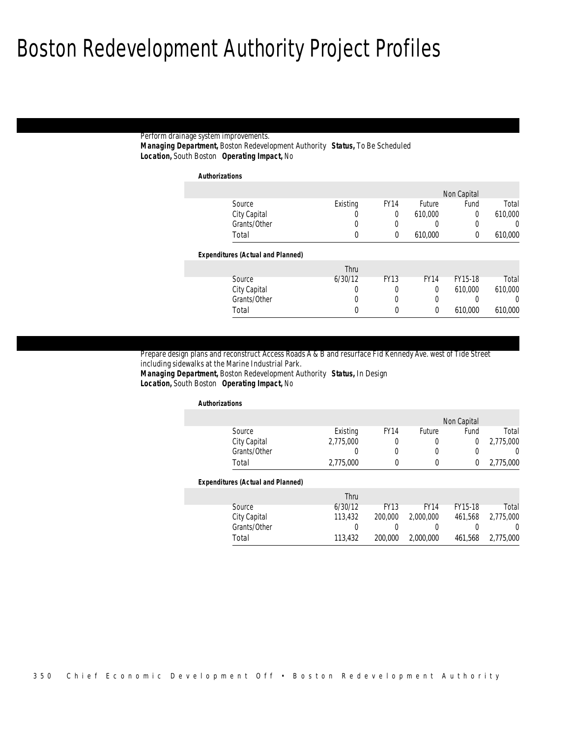# Boston Redevelopment Authority Project Profiles

Perform drainage system improvements.
***Managing Department,*** Boston Redevelopment Authority ***Status,*** To Be Scheduled
***Location,*** South Boston ***Operating Impact,*** No

***Authorizations***

| Source | Existing | FY14 | Future | Non Capital Fund | Total |
|---|---|---|---|---|---|
| City Capital | 0 | 0 | 610,000 | 0 | 610,000 |
| Grants/Other | 0 | 0 | 0 | 0 | 0 |
| Total | 0 | 0 | 610,000 | 0 | 610,000 |

***Expenditures (Actual and Planned)***

| Source | Thru 6/30/12 | FY13 | FY14 | FY15-18 | Total |
|---|---|---|---|---|---|
| City Capital | 0 | 0 | 0 | 610,000 | 610,000 |
| Grants/Other | 0 | 0 | 0 | 0 | 0 |
| Total | 0 | 0 | 0 | 610,000 | 610,000 |

Prepare design plans and reconstruct Access Roads A & B and resurface Fid Kennedy Ave. west of Tide Street including sidewalks at the Marine Industrial Park.
***Managing Department,*** Boston Redevelopment Authority ***Status,*** In Design
***Location,*** South Boston ***Operating Impact,*** No

***Authorizations***

| Source | Existing | FY14 | Future | Non Capital Fund | Total |
|---|---|---|---|---|---|
| City Capital | 2,775,000 | 0 | 0 | 0 | 2,775,000 |
| Grants/Other | 0 | 0 | 0 | 0 | 0 |
| Total | 2,775,000 | 0 | 0 | 0 | 2,775,000 |

***Expenditures (Actual and Planned)***

| Source | Thru 6/30/12 | FY13 | FY14 | FY15-18 | Total |
|---|---|---|---|---|---|
| City Capital | 113,432 | 200,000 | 2,000,000 | 461,568 | 2,775,000 |
| Grants/Other | 0 | 0 | 0 | 0 | 0 |
| Total | 113,432 | 200,000 | 2,000,000 | 461,568 | 2,775,000 |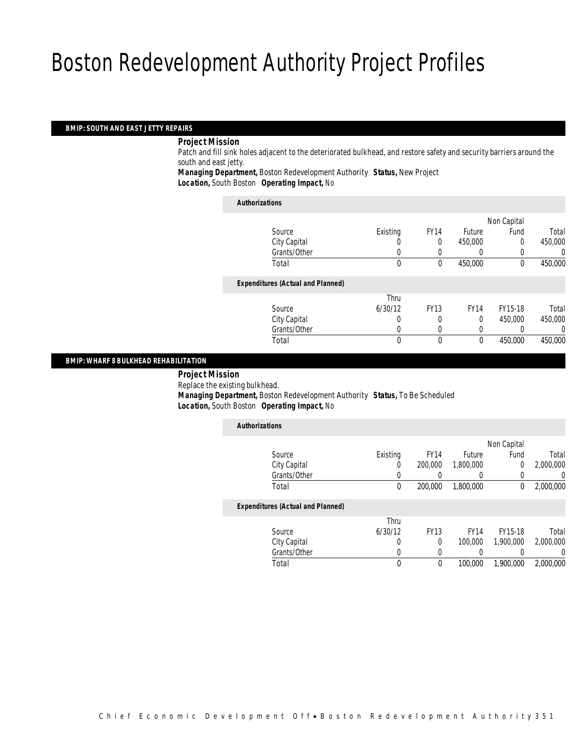# Boston Redevelopment Authority Project Profiles

## BMIP: SOUTH AND EAST JETTY REPAIRS

**Project Mission**

Patch and fill sink holes adjacent to the deteriorated bulkhead, and restore safety and security barriers around the south and east jetty.

**Managing Department,** Boston Redevelopment Authority **Status,** New Project

**Location,** South Boston **Operating Impact,** No

*Authorizations*

| Source | Existing | FY14 | Future | Non Capital Fund | Total |
|---|---|---|---|---|---|
| City Capital | 0 | 0 | 450,000 | 0 | 450,000 |
| Grants/Other | 0 | 0 | 0 | 0 | 0 |
| Total | 0 | 0 | 450,000 | 0 | 450,000 |

*Expenditures (Actual and Planned)*

| Source | Thru 6/30/12 | FY13 | FY14 | FY15-18 | Total |
|---|---|---|---|---|---|
| City Capital | 0 | 0 | 0 | 450,000 | 450,000 |
| Grants/Other | 0 | 0 | 0 | 0 | 0 |
| Total | 0 | 0 | 0 | 450,000 | 450,000 |

## BMIP: WHARF 8 BULKHEAD REHABILITATION

**Project Mission**

Replace the existing bulkhead.

**Managing Department,** Boston Redevelopment Authority **Status,** To Be Scheduled

**Location,** South Boston **Operating Impact,** No

*Authorizations*

| Source | Existing | FY14 | Future | Non Capital Fund | Total |
|---|---|---|---|---|---|
| City Capital | 0 | 200,000 | 1,800,000 | 0 | 2,000,000 |
| Grants/Other | 0 | 0 | 0 | 0 | 0 |
| Total | 0 | 200,000 | 1,800,000 | 0 | 2,000,000 |

*Expenditures (Actual and Planned)*

| Source | Thru 6/30/12 | FY13 | FY14 | FY15-18 | Total |
|---|---|---|---|---|---|
| City Capital | 0 | 0 | 100,000 | 1,900,000 | 2,000,000 |
| Grants/Other | 0 | 0 | 0 | 0 | 0 |
| Total | 0 | 0 | 100,000 | 1,900,000 | 2,000,000 |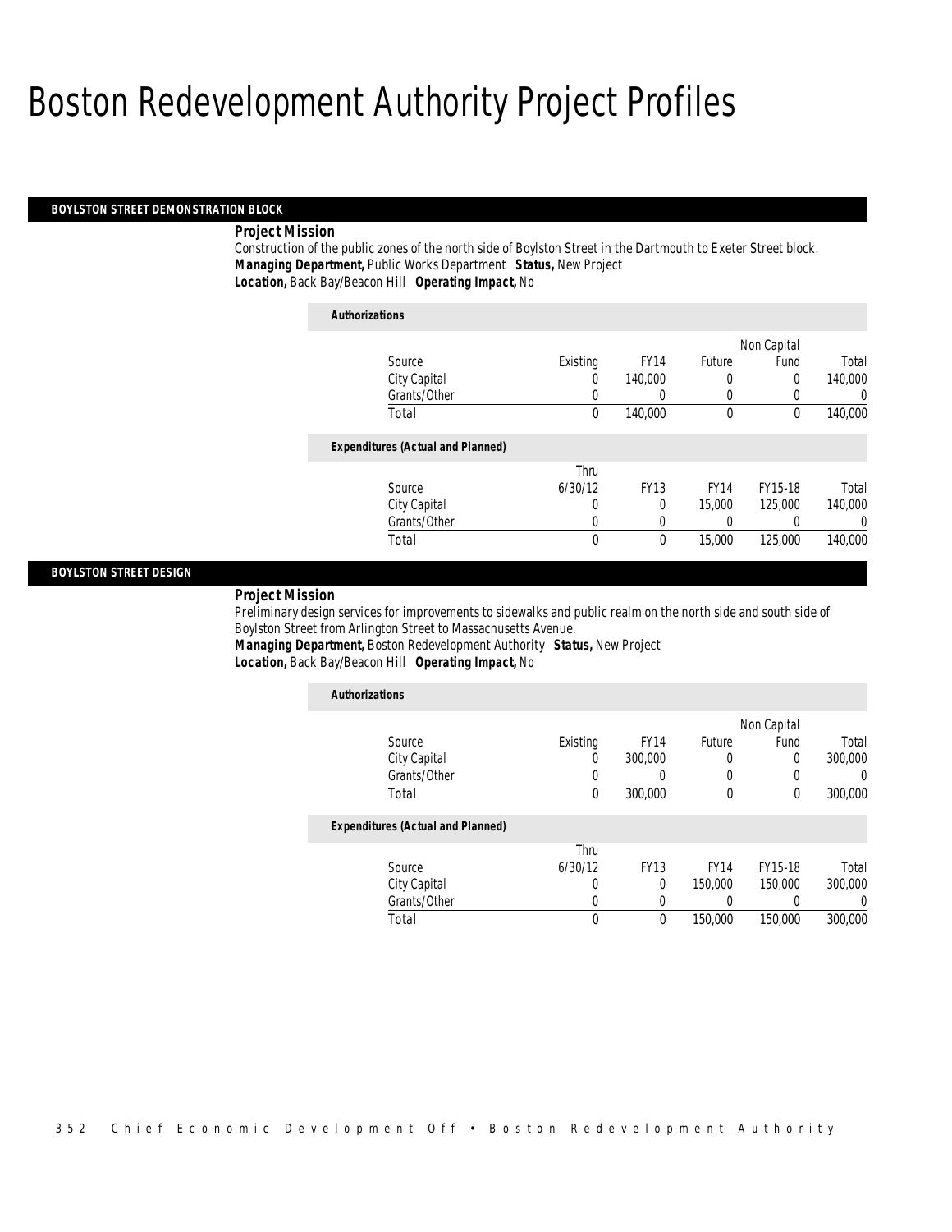# Boston Redevelopment Authority Project Profiles

## BOYLSTON STREET DEMONSTRATION BLOCK

**Project Mission**

Construction of the public zones of the north side of Boylston Street in the Dartmouth to Exeter Street block.

***Managing Department,*** Public Works Department ***Status,*** New Project

***Location,*** Back Bay/Beacon Hill ***Operating Impact,*** No

***Authorizations***

| Source | Existing | FY14 | Future | Non Capital Fund | Total |
|---|---|---|---|---|---|
| City Capital | 0 | 140,000 | 0 | 0 | 140,000 |
| Grants/Other | 0 | 0 | 0 | 0 | 0 |
| Total | 0 | 140,000 | 0 | 0 | 140,000 |

***Expenditures (Actual and Planned)***

| Source | Thru 6/30/12 | FY13 | FY14 | FY15-18 | Total |
|---|---|---|---|---|---|
| City Capital | 0 | 0 | 15,000 | 125,000 | 140,000 |
| Grants/Other | 0 | 0 | 0 | 0 | 0 |
| Total | 0 | 0 | 15,000 | 125,000 | 140,000 |

## BOYLSTON STREET DESIGN

**Project Mission**

Preliminary design services for improvements to sidewalks and public realm on the north side and south side of Boylston Street from Arlington Street to Massachusetts Avenue.

***Managing Department,*** Boston Redevelopment Authority ***Status,*** New Project

***Location,*** Back Bay/Beacon Hill ***Operating Impact,*** No

***Authorizations***

| Source | Existing | FY14 | Future | Non Capital Fund | Total |
|---|---|---|---|---|---|
| City Capital | 0 | 300,000 | 0 | 0 | 300,000 |
| Grants/Other | 0 | 0 | 0 | 0 | 0 |
| Total | 0 | 300,000 | 0 | 0 | 300,000 |

***Expenditures (Actual and Planned)***

| Source | Thru 6/30/12 | FY13 | FY14 | FY15-18 | Total |
|---|---|---|---|---|---|
| City Capital | 0 | 0 | 150,000 | 150,000 | 300,000 |
| Grants/Other | 0 | 0 | 0 | 0 | 0 |
| Total | 0 | 0 | 150,000 | 150,000 | 300,000 |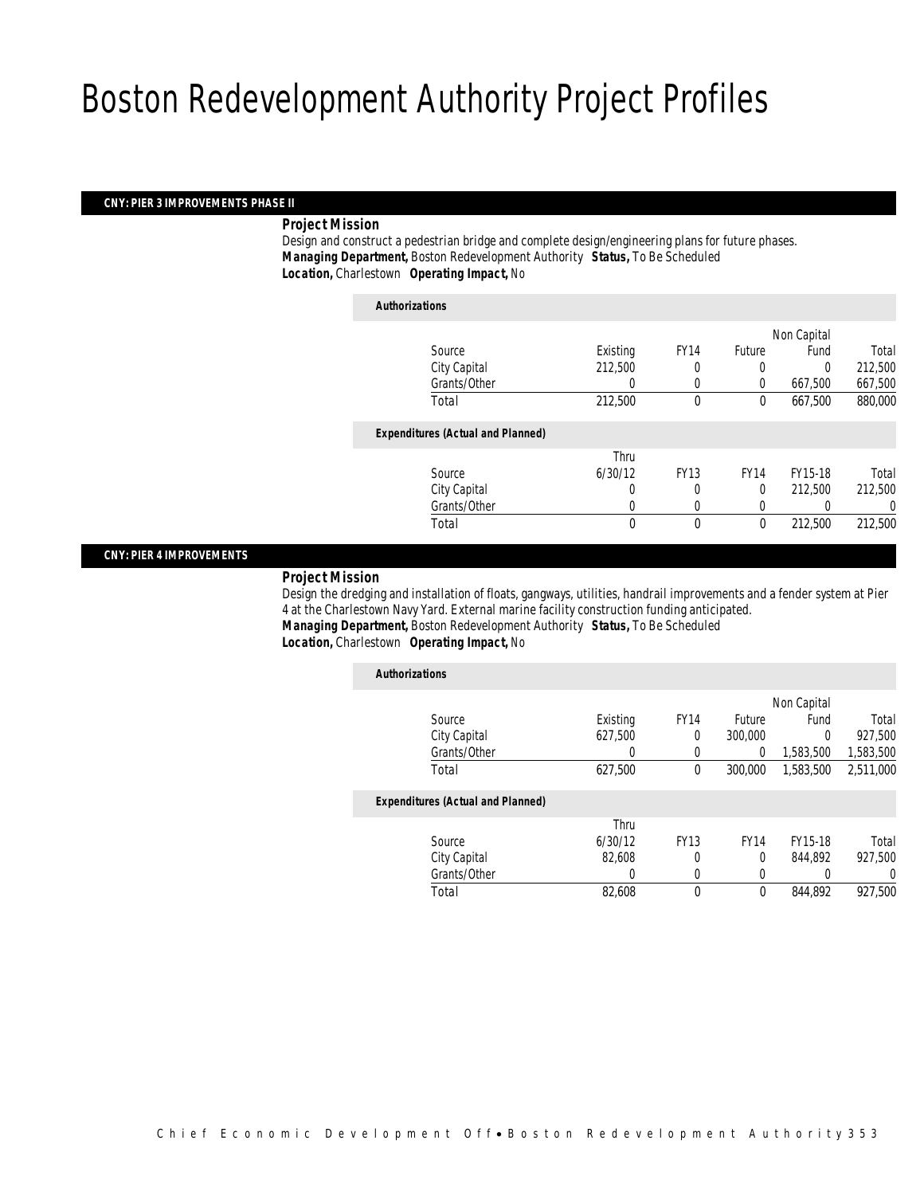# Boston Redevelopment Authority Project Profiles

## CNY: PIER 3 IMPROVEMENTS PHASE II

**Project Mission**

Design and construct a pedestrian bridge and complete design/engineering plans for future phases.

***Managing Department,*** Boston Redevelopment Authority ***Status,*** To Be Scheduled

***Location,*** Charlestown ***Operating Impact,*** No

***Authorizations***

| Source | Existing | FY14 | Future | Non Capital Fund | Total |
|---|---|---|---|---|---|
| City Capital | 212,500 | 0 | 0 | 0 | 212,500 |
| Grants/Other | 0 | 0 | 0 | 667,500 | 667,500 |
| Total | 212,500 | 0 | 0 | 667,500 | 880,000 |

***Expenditures (Actual and Planned)***

| Source | Thru 6/30/12 | FY13 | FY14 | FY15-18 | Total |
|---|---|---|---|---|---|
| City Capital | 0 | 0 | 0 | 212,500 | 212,500 |
| Grants/Other | 0 | 0 | 0 | 0 | 0 |
| Total | 0 | 0 | 0 | 212,500 | 212,500 |

## CNY: PIER 4 IMPROVEMENTS

**Project Mission**

Design the dredging and installation of floats, gangways, utilities, handrail improvements and a fender system at Pier 4 at the Charlestown Navy Yard. External marine facility construction funding anticipated.

***Managing Department,*** Boston Redevelopment Authority ***Status,*** To Be Scheduled

***Location,*** Charlestown ***Operating Impact,*** No

***Authorizations***

| Source | Existing | FY14 | Future | Non Capital Fund | Total |
|---|---|---|---|---|---|
| City Capital | 627,500 | 0 | 300,000 | 0 | 927,500 |
| Grants/Other | 0 | 0 | 0 | 1,583,500 | 1,583,500 |
| Total | 627,500 | 0 | 300,000 | 1,583,500 | 2,511,000 |

***Expenditures (Actual and Planned)***

| Source | Thru 6/30/12 | FY13 | FY14 | FY15-18 | Total |
|---|---|---|---|---|---|
| City Capital | 82,608 | 0 | 0 | 844,892 | 927,500 |
| Grants/Other | 0 | 0 | 0 | 0 | 0 |
| Total | 82,608 | 0 | 0 | 844,892 | 927,500 |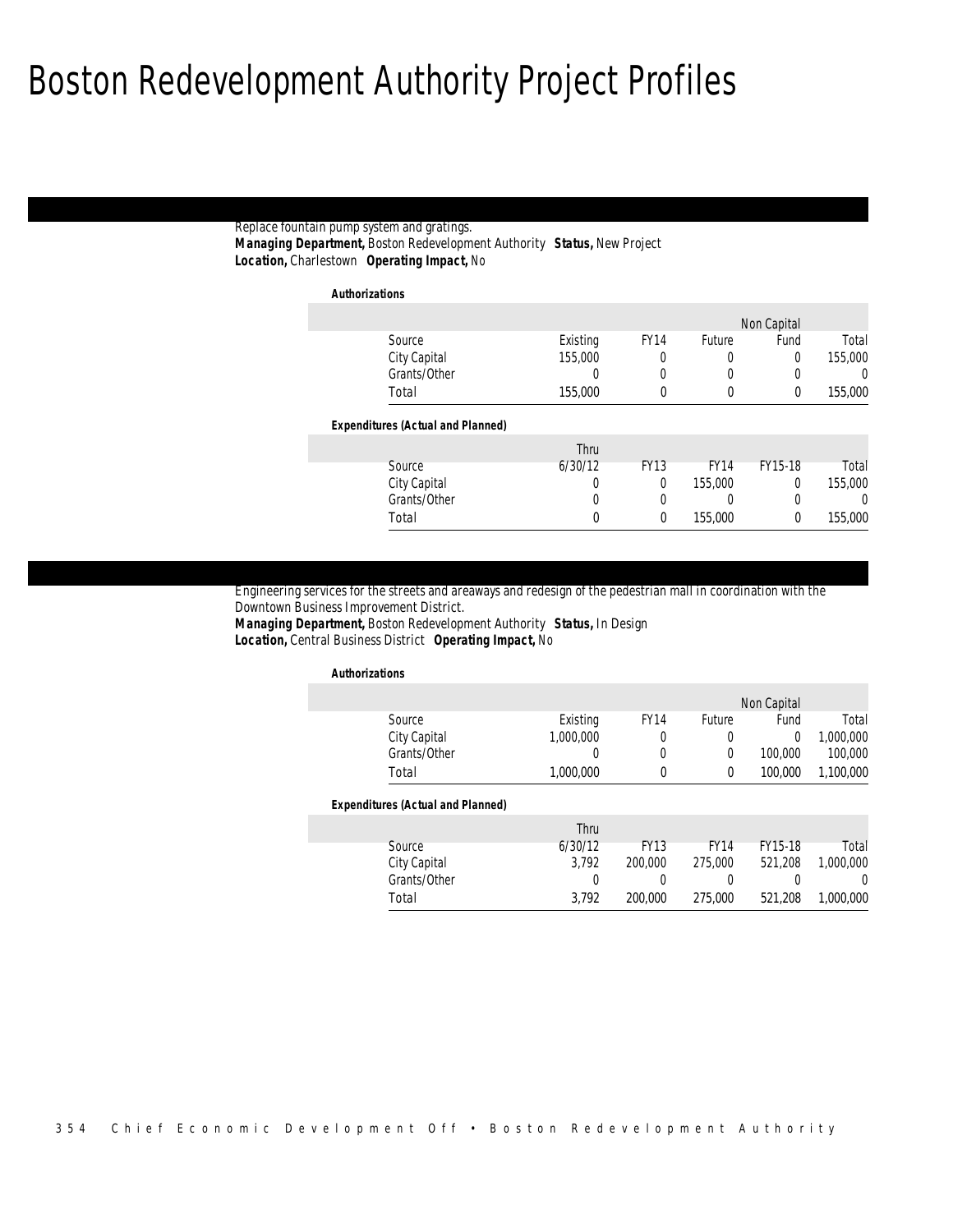# Boston Redevelopment Authority Project Profiles

Replace fountain pump system and gratings.
***Managing Department,*** Boston Redevelopment Authority ***Status,*** New Project
***Location,*** Charlestown ***Operating Impact,*** No

***Authorizations***

| Source | Existing | FY14 | Future | Non Capital Fund | Total |
|---|---|---|---|---|---|
| City Capital | 155,000 | 0 | 0 | 0 | 155,000 |
| Grants/Other | 0 | 0 | 0 | 0 | 0 |
| Total | 155,000 | 0 | 0 | 0 | 155,000 |

***Expenditures (Actual and Planned)***

| Source | Thru 6/30/12 | FY13 | FY14 | FY15-18 | Total |
|---|---|---|---|---|---|
| City Capital | 0 | 0 | 155,000 | 0 | 155,000 |
| Grants/Other | 0 | 0 | 0 | 0 | 0 |
| Total | 0 | 0 | 155,000 | 0 | 155,000 |

Engineering services for the streets and areaways and redesign of the pedestrian mall in coordination with the Downtown Business Improvement District.
***Managing Department,*** Boston Redevelopment Authority ***Status,*** In Design
***Location,*** Central Business District ***Operating Impact,*** No

***Authorizations***

| Source | Existing | FY14 | Future | Non Capital Fund | Total |
|---|---|---|---|---|---|
| City Capital | 1,000,000 | 0 | 0 | 0 | 1,000,000 |
| Grants/Other | 0 | 0 | 0 | 100,000 | 100,000 |
| Total | 1,000,000 | 0 | 0 | 100,000 | 1,100,000 |

***Expenditures (Actual and Planned)***

| Source | Thru 6/30/12 | FY13 | FY14 | FY15-18 | Total |
|---|---|---|---|---|---|
| City Capital | 3,792 | 200,000 | 275,000 | 521,208 | 1,000,000 |
| Grants/Other | 0 | 0 | 0 | 0 | 0 |
| Total | 3,792 | 200,000 | 275,000 | 521,208 | 1,000,000 |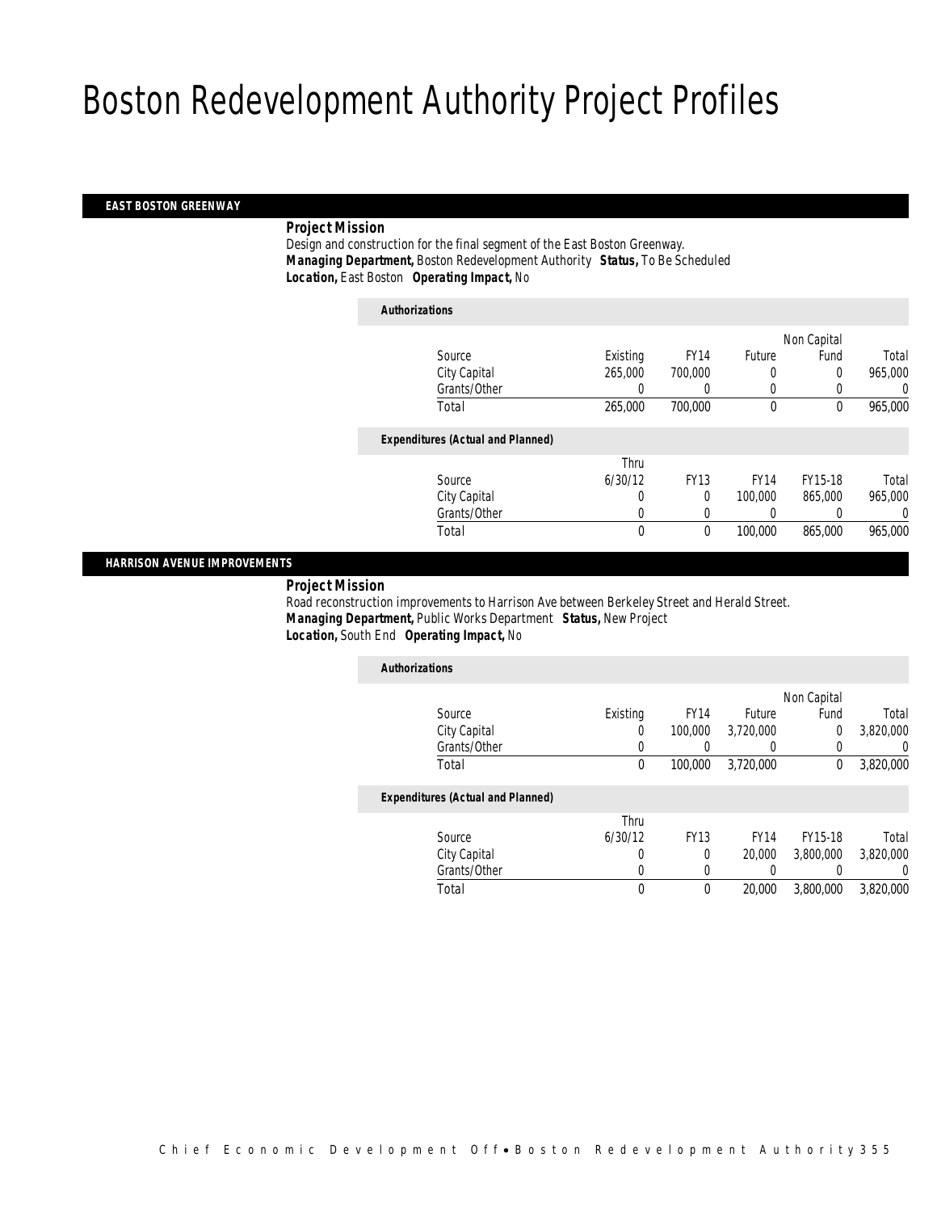# Boston Redevelopment Authority Project Profiles

## EAST BOSTON GREENWAY

**Project Mission**

Design and construction for the final segment of the East Boston Greenway.

***Managing Department,*** Boston Redevelopment Authority ***Status,*** To Be Scheduled

***Location,*** East Boston ***Operating Impact,*** No

***Authorizations***

| Source | Existing | FY14 | Future | Non Capital Fund | Total |
|---|---|---|---|---|---|
| City Capital | 265,000 | 700,000 | 0 | 0 | 965,000 |
| Grants/Other | 0 | 0 | 0 | 0 | 0 |
| Total | 265,000 | 700,000 | 0 | 0 | 965,000 |

***Expenditures (Actual and Planned)***

| Source | Thru 6/30/12 | FY13 | FY14 | FY15-18 | Total |
|---|---|---|---|---|---|
| City Capital | 0 | 0 | 100,000 | 865,000 | 965,000 |
| Grants/Other | 0 | 0 | 0 | 0 | 0 |
| Total | 0 | 0 | 100,000 | 865,000 | 965,000 |

## HARRISON AVENUE IMPROVEMENTS

**Project Mission**

Road reconstruction improvements to Harrison Ave between Berkeley Street and Herald Street.

***Managing Department,*** Public Works Department ***Status,*** New Project

***Location,*** South End ***Operating Impact,*** No

***Authorizations***

| Source | Existing | FY14 | Future | Non Capital Fund | Total |
|---|---|---|---|---|---|
| City Capital | 0 | 100,000 | 3,720,000 | 0 | 3,820,000 |
| Grants/Other | 0 | 0 | 0 | 0 | 0 |
| Total | 0 | 100,000 | 3,720,000 | 0 | 3,820,000 |

***Expenditures (Actual and Planned)***

| Source | Thru 6/30/12 | FY13 | FY14 | FY15-18 | Total |
|---|---|---|---|---|---|
| City Capital | 0 | 0 | 20,000 | 3,800,000 | 3,820,000 |
| Grants/Other | 0 | 0 | 0 | 0 | 0 |
| Total | 0 | 0 | 20,000 | 3,800,000 | 3,820,000 |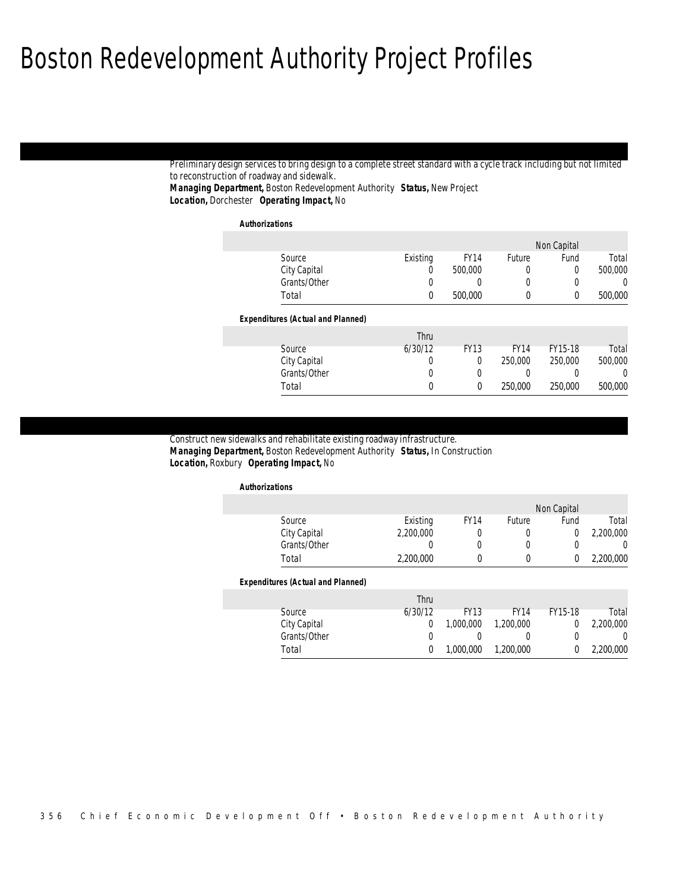# Boston Redevelopment Authority Project Profiles

Preliminary design services to bring design to a complete street standard with a cycle track including but not limited to reconstruction of roadway and sidewalk.

***Managing Department,*** Boston Redevelopment Authority ***Status,*** New Project
***Location,*** Dorchester ***Operating Impact,*** No

***Authorizations***

| Source | Existing | FY14 | Future | Non Capital Fund | Total |
|---|---|---|---|---|---|
| City Capital | 0 | 500,000 | 0 | 0 | 500,000 |
| Grants/Other | 0 | 0 | 0 | 0 | 0 |
| Total | 0 | 500,000 | 0 | 0 | 500,000 |

***Expenditures (Actual and Planned)***

| Source | Thru 6/30/12 | FY13 | FY14 | FY15-18 | Total |
|---|---|---|---|---|---|
| City Capital | 0 | 0 | 250,000 | 250,000 | 500,000 |
| Grants/Other | 0 | 0 | 0 | 0 | 0 |
| Total | 0 | 0 | 250,000 | 250,000 | 500,000 |

Construct new sidewalks and rehabilitate existing roadway infrastructure.

***Managing Department,*** Boston Redevelopment Authority ***Status,*** In Construction
***Location,*** Roxbury ***Operating Impact,*** No

***Authorizations***

| Source | Existing | FY14 | Future | Non Capital Fund | Total |
|---|---|---|---|---|---|
| City Capital | 2,200,000 | 0 | 0 | 0 | 2,200,000 |
| Grants/Other | 0 | 0 | 0 | 0 | 0 |
| Total | 2,200,000 | 0 | 0 | 0 | 2,200,000 |

***Expenditures (Actual and Planned)***

| Source | Thru 6/30/12 | FY13 | FY14 | FY15-18 | Total |
|---|---|---|---|---|---|
| City Capital | 0 | 1,000,000 | 1,200,000 | 0 | 2,200,000 |
| Grants/Other | 0 | 0 | 0 | 0 | 0 |
| Total | 0 | 1,000,000 | 1,200,000 | 0 | 2,200,000 |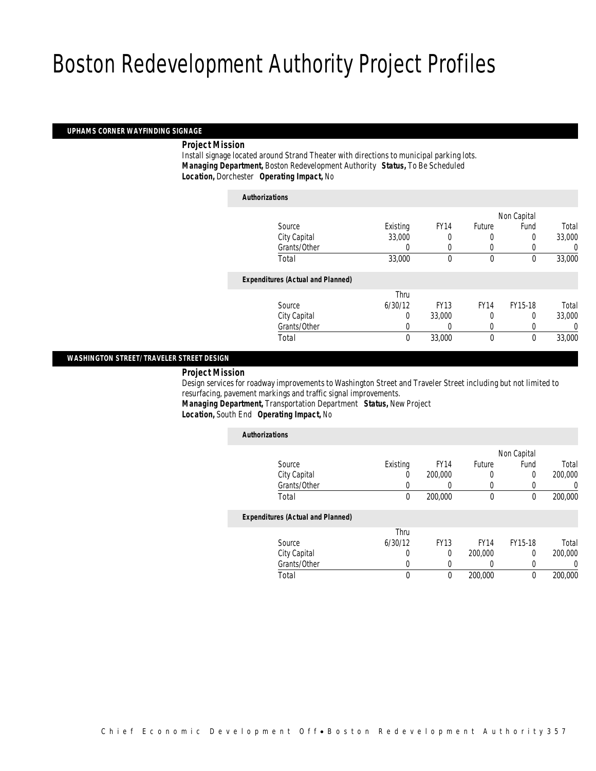# Boston Redevelopment Authority Project Profiles

## UPHAMS CORNER WAYFINDING SIGNAGE

***Project Mission***

Install signage located around Strand Theater with directions to municipal parking lots.

***Managing Department,*** Boston Redevelopment Authority ***Status,*** To Be Scheduled

***Location,*** Dorchester ***Operating Impact,*** No

***Authorizations***

| Source | Existing | FY14 | Future | Non Capital Fund | Total |
|---|---|---|---|---|---|
| City Capital | 33,000 | 0 | 0 | 0 | 33,000 |
| Grants/Other | 0 | 0 | 0 | 0 | 0 |
| Total | 33,000 | 0 | 0 | 0 | 33,000 |

***Expenditures (Actual and Planned)***

| Source | Thru 6/30/12 | FY13 | FY14 | FY15-18 | Total |
|---|---|---|---|---|---|
| City Capital | 0 | 33,000 | 0 | 0 | 33,000 |
| Grants/Other | 0 | 0 | 0 | 0 | 0 |
| Total | 0 | 33,000 | 0 | 0 | 33,000 |

## WASHINGTON STREET/TRAVELER STREET DESIGN

***Project Mission***

Design services for roadway improvements to Washington Street and Traveler Street including but not limited to resurfacing, pavement markings and traffic signal improvements.

***Managing Department,*** Transportation Department ***Status,*** New Project

***Location,*** South End ***Operating Impact,*** No

***Authorizations***

| Source | Existing | FY14 | Future | Non Capital Fund | Total |
|---|---|---|---|---|---|
| City Capital | 0 | 200,000 | 0 | 0 | 200,000 |
| Grants/Other | 0 | 0 | 0 | 0 | 0 |
| Total | 0 | 200,000 | 0 | 0 | 200,000 |

***Expenditures (Actual and Planned)***

| Source | Thru 6/30/12 | FY13 | FY14 | FY15-18 | Total |
|---|---|---|---|---|---|
| City Capital | 0 | 0 | 200,000 | 0 | 200,000 |
| Grants/Other | 0 | 0 | 0 | 0 | 0 |
| Total | 0 | 0 | 200,000 | 0 | 200,000 |